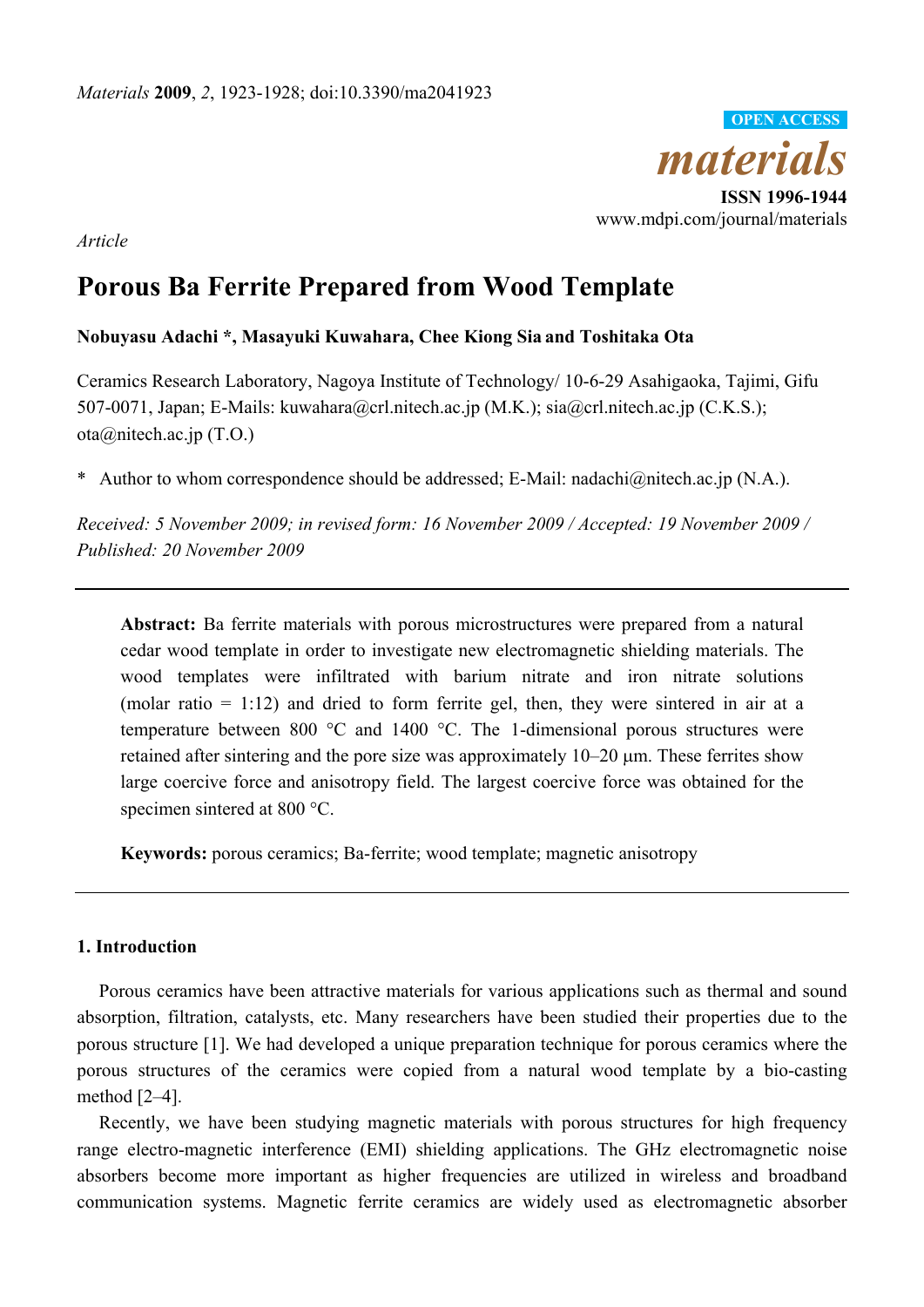*Article*

# Porous Ba Ferrite Prepared from Wood Template

**Nobuyasu Adachi \*, Masayuki Kuwahara, Chee Kiong Sia and Toshitaka Ota**

Ceramics Research Laboratory, Nagoya Institute of Technology/ 10-6-29 Asahigaoka, Tajimi, Gifu 507-0071, Japan; E-Mails: kuwahara@crl.nitech.ac.jp (M.K.); sia@crl.nitech.ac.jp (C.K.S.); ota@nitech.ac.jp (T.O.)

\* Author to whom correspondence should be addressed; E-Mail: nadachi@nitech.ac.jp (N.A.).

*Received: 5 November 2009; in revised form: 16 November 2009 / Accepted: 19 November 2009 / Published: 20 November 2009*

---

**Abstract:** Ba ferrite materials with porous microstructures were prepared from a natural cedar wood template in order to investigate new electromagnetic shielding materials. The wood templates were infiltrated with barium nitrate and iron nitrate solutions (molar ratio = 1:12) and dried to form ferrite gel, then, they were sintered in air at a temperature between 800 °C and 1400 °C. The 1-dimensional porous structures were retained after sintering and the pore size was approximately 10–20 μm. These ferrites show large coercive force and anisotropy field. The largest coercive force was obtained for the specimen sintered at 800 °C.

**Keywords:** porous ceramics; Ba-ferrite; wood template; magnetic anisotropy

---

## 1. Introduction

Porous ceramics have been attractive materials for various applications such as thermal and sound absorption, filtration, catalysts, etc. Many researchers have been studied their properties due to the porous structure [1]. We had developed a unique preparation technique for porous ceramics where the porous structures of the ceramics were copied from a natural wood template by a bio-casting method [2–4].

Recently, we have been studying magnetic materials with porous structures for high frequency range electro-magnetic interference (EMI) shielding applications. The GHz electromagnetic noise absorbers become more important as higher frequencies are utilized in wireless and broadband communication systems. Magnetic ferrite ceramics are widely used as electromagnetic absorber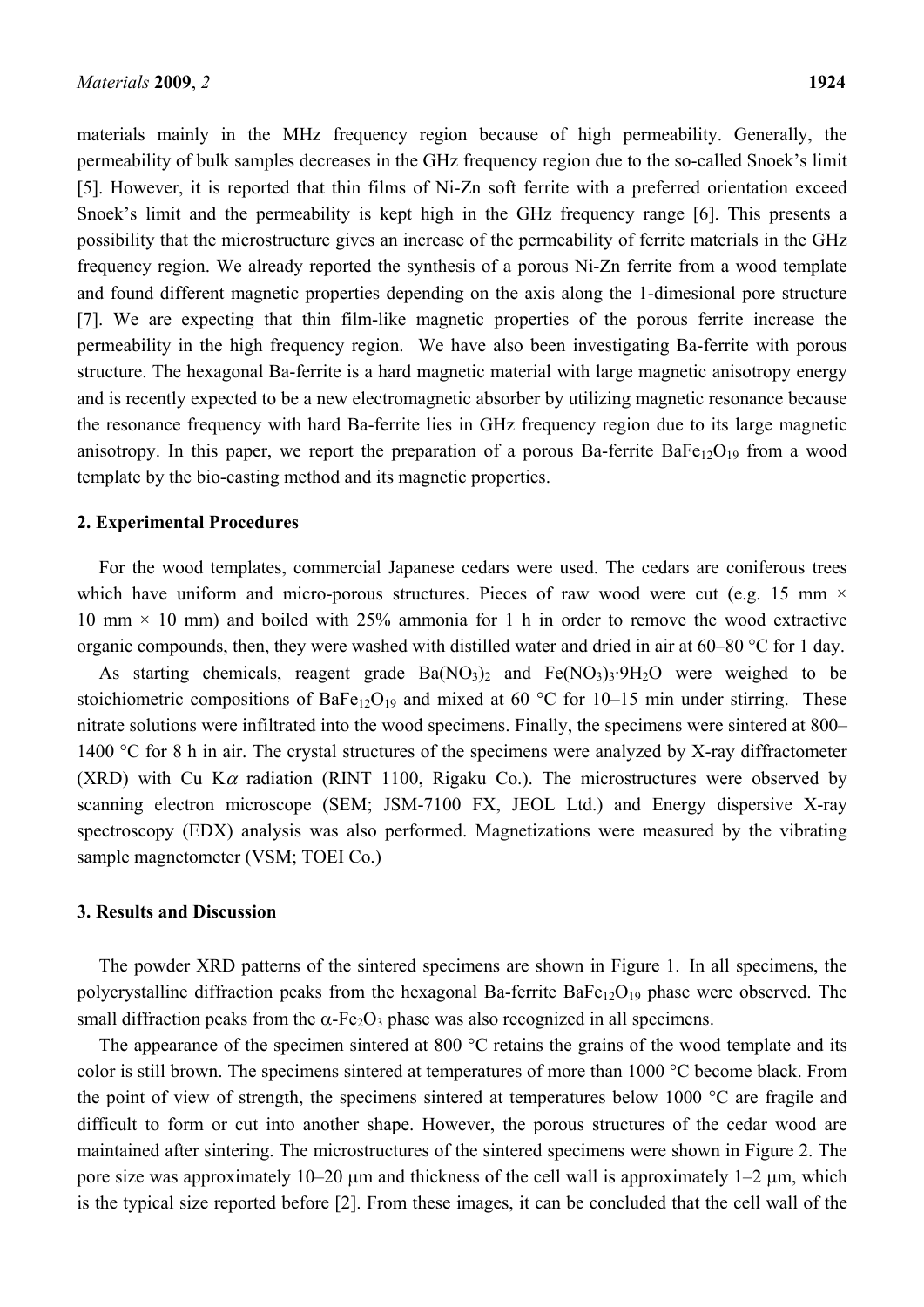materials mainly in the MHz frequency region because of high permeability. Generally, the permeability of bulk samples decreases in the GHz frequency region due to the so-called Snoek's limit [5]. However, it is reported that thin films of Ni-Zn soft ferrite with a preferred orientation exceed Snoek's limit and the permeability is kept high in the GHz frequency range [6]. This presents a possibility that the microstructure gives an increase of the permeability of ferrite materials in the GHz frequency region. We already reported the synthesis of a porous Ni-Zn ferrite from a wood template and found different magnetic properties depending on the axis along the 1-dimesional pore structure [7]. We are expecting that thin film-like magnetic properties of the porous ferrite increase the permeability in the high frequency region. We have also been investigating Ba-ferrite with porous structure. The hexagonal Ba-ferrite is a hard magnetic material with large magnetic anisotropy energy and is recently expected to be a new electromagnetic absorber by utilizing magnetic resonance because the resonance frequency with hard Ba-ferrite lies in GHz frequency region due to its large magnetic anisotropy. In this paper, we report the preparation of a porous Ba-ferrite $BaFe_{12}O_{19}$ from a wood template by the bio-casting method and its magnetic properties.

## 2. Experimental Procedures

For the wood templates, commercial Japanese cedars were used. The cedars are coniferous trees which have uniform and micro-porous structures. Pieces of raw wood were cut (e.g. 15 mm × 10 mm × 10 mm) and boiled with 25% ammonia for 1 h in order to remove the wood extractive organic compounds, then, they were washed with distilled water and dried in air at 60–80 °C for 1 day.

As starting chemicals, reagent grade $Ba(NO_3)_2$ and $Fe(NO_3)_3 \cdot 9H_2O$ were weighed to be stoichiometric compositions of $BaFe_{12}O_{19}$ and mixed at 60 °C for 10–15 min under stirring. These nitrate solutions were infiltrated into the wood specimens. Finally, the specimens were sintered at 800–1400 °C for 8 h in air. The crystal structures of the specimens were analyzed by X-ray diffractometer (XRD) with Cu K$\alpha$ radiation (RINT 1100, Rigaku Co.). The microstructures were observed by scanning electron microscope (SEM; JSM-7100 FX, JEOL Ltd.) and Energy dispersive X-ray spectroscopy (EDX) analysis was also performed. Magnetizations were measured by the vibrating sample magnetometer (VSM; TOEI Co.)

## 3. Results and Discussion

The powder XRD patterns of the sintered specimens are shown in Figure 1. In all specimens, the polycrystalline diffraction peaks from the hexagonal Ba-ferrite $BaFe_{12}O_{19}$ phase were observed. The small diffraction peaks from the $\alpha$-$Fe_2O_3$ phase was also recognized in all specimens.

The appearance of the specimen sintered at 800 °C retains the grains of the wood template and its color is still brown. The specimens sintered at temperatures of more than 1000 °C become black. From the point of view of strength, the specimens sintered at temperatures below 1000 °C are fragile and difficult to form or cut into another shape. However, the porous structures of the cedar wood are maintained after sintering. The microstructures of the sintered specimens were shown in Figure 2. The pore size was approximately 10–20 μm and thickness of the cell wall is approximately 1–2 μm, which is the typical size reported before [2]. From these images, it can be concluded that the cell wall of the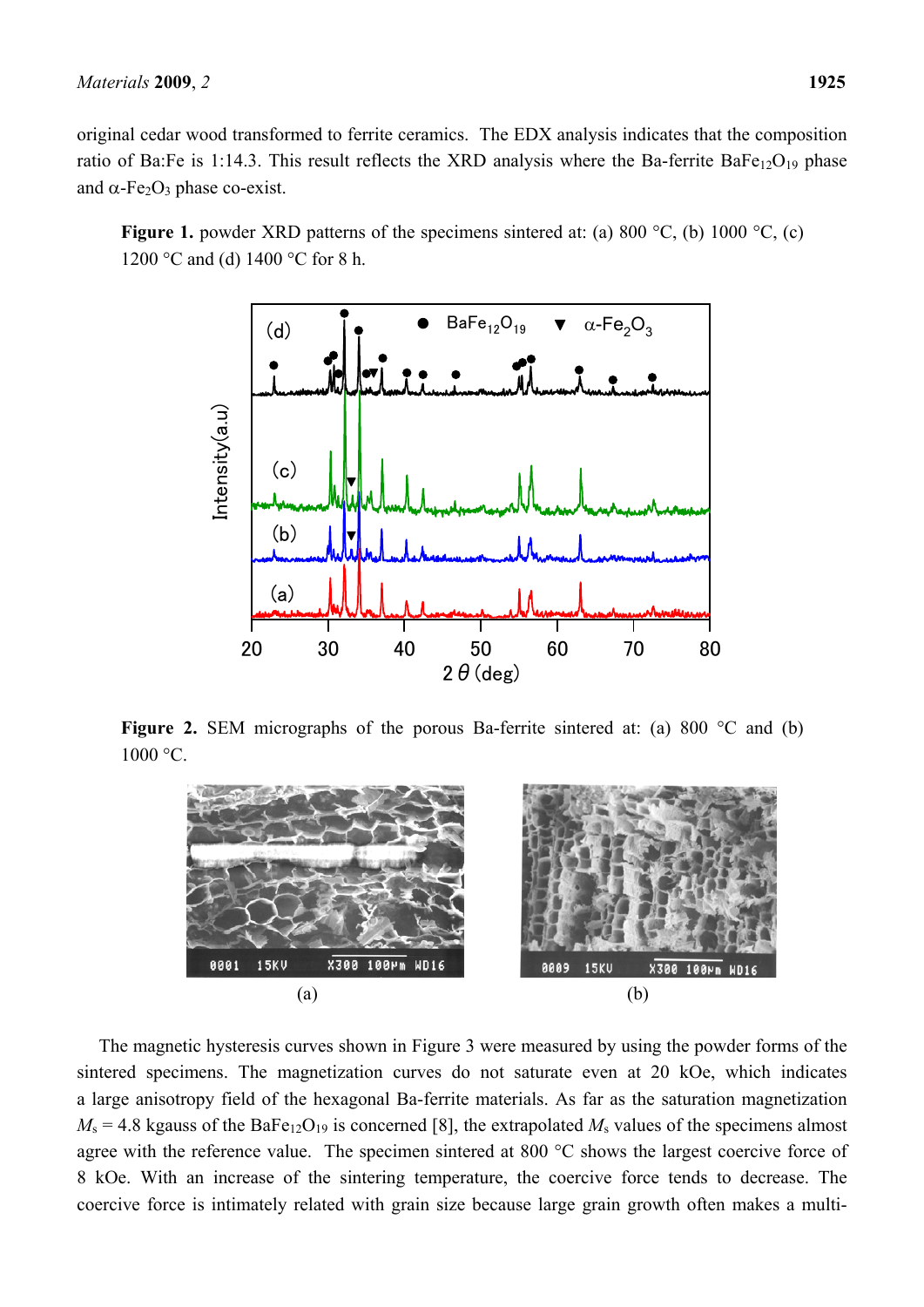original cedar wood transformed to ferrite ceramics. The EDX analysis indicates that the composition ratio of Ba:Fe is 1:14.3. This result reflects the XRD analysis where the Ba-ferrite $BaFe_{12}O_{19}$ phase and $\alpha$-$Fe_2O_3$ phase co-exist.

**Figure 1.** powder XRD patterns of the specimens sintered at: (a) 800 °C, (b) 1000 °C, (c) 1200 °C and (d) 1400 °C for 8 h.

**Figure 2.** SEM micrographs of the porous Ba-ferrite sintered at: (a) 800 °C and (b) 1000 °C.

(a)

(b)

The magnetic hysteresis curves shown in Figure 3 were measured by using the powder forms of the sintered specimens. The magnetization curves do not saturate even at 20 kOe, which indicates a large anisotropy field of the hexagonal Ba-ferrite materials. As far as the saturation magnetization $M_s$ = 4.8 kgauss of the $BaFe_{12}O_{19}$ is concerned [8], the extrapolated $M_s$ values of the specimens almost agree with the reference value. The specimen sintered at 800 °C shows the largest coercive force of 8 kOe. With an increase of the sintering temperature, the coercive force tends to decrease. The coercive force is intimately related with grain size because large grain growth often makes a multi-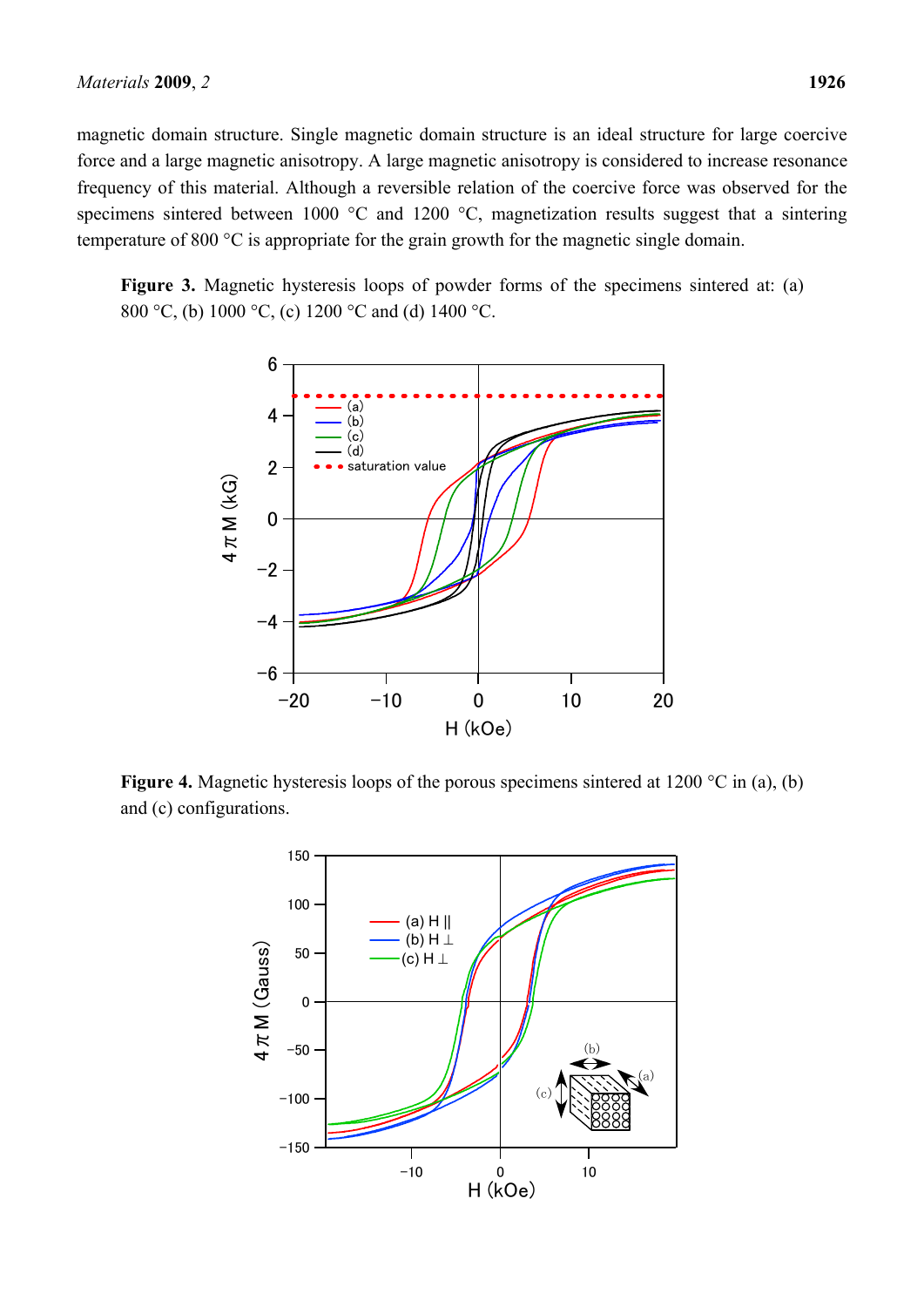magnetic domain structure. Single magnetic domain structure is an ideal structure for large coercive force and a large magnetic anisotropy. A large magnetic anisotropy is considered to increase resonance frequency of this material. Although a reversible relation of the coercive force was observed for the specimens sintered between 1000 °C and 1200 °C, magnetization results suggest that a sintering temperature of 800 °C is appropriate for the grain growth for the magnetic single domain.

**Figure 3.** Magnetic hysteresis loops of powder forms of the specimens sintered at: (a) 800 °C, (b) 1000 °C, (c) 1200 °C and (d) 1400 °C.

**Figure 4.** Magnetic hysteresis loops of the porous specimens sintered at 1200 °C in (a), (b) and (c) configurations.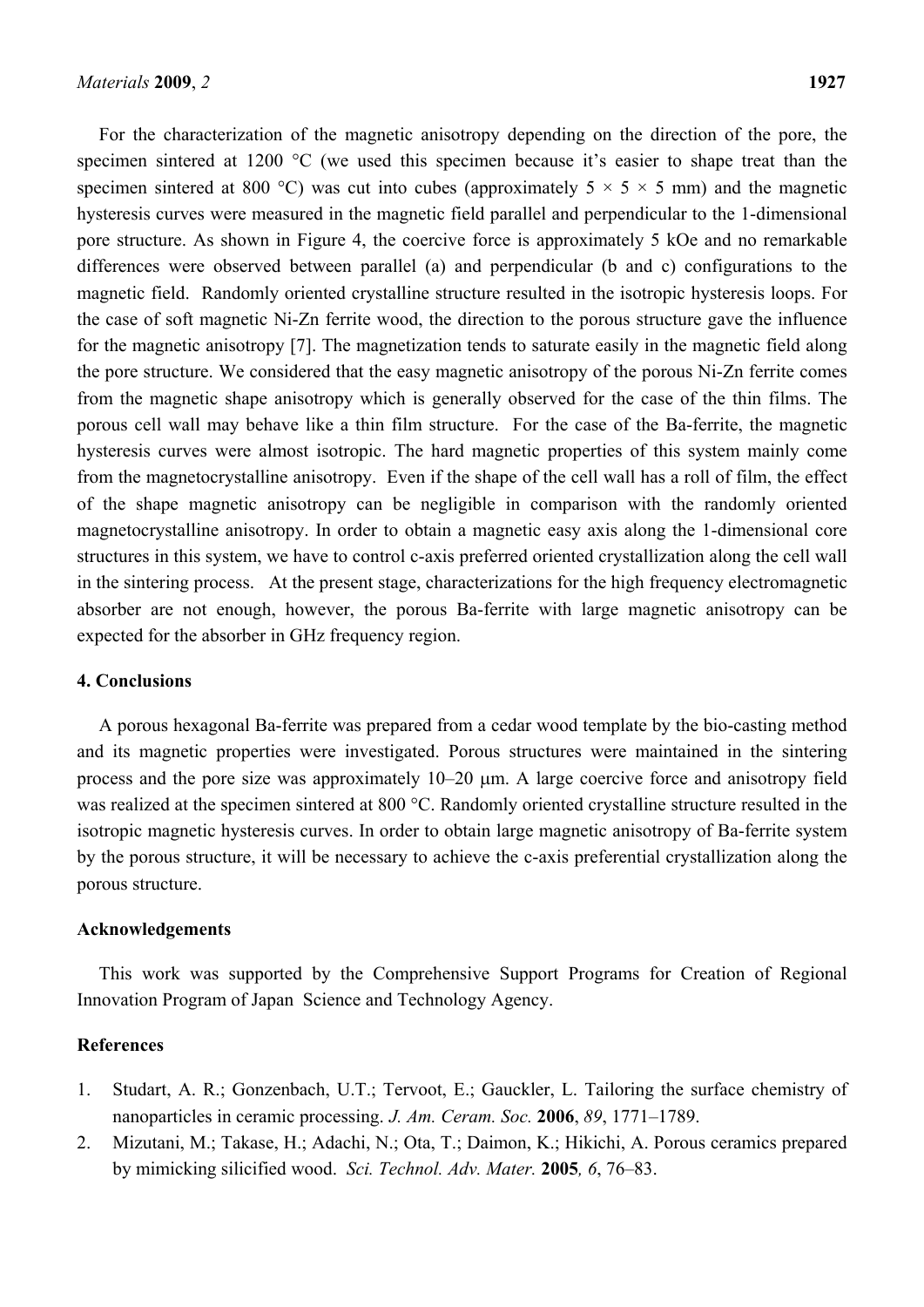For the characterization of the magnetic anisotropy depending on the direction of the pore, the specimen sintered at 1200 °C (we used this specimen because it's easier to shape treat than the specimen sintered at 800 °C) was cut into cubes (approximately 5 × 5 × 5 mm) and the magnetic hysteresis curves were measured in the magnetic field parallel and perpendicular to the 1-dimensional pore structure. As shown in Figure 4, the coercive force is approximately 5 kOe and no remarkable differences were observed between parallel (a) and perpendicular (b and c) configurations to the magnetic field. Randomly oriented crystalline structure resulted in the isotropic hysteresis loops. For the case of soft magnetic Ni-Zn ferrite wood, the direction to the porous structure gave the influence for the magnetic anisotropy [7]. The magnetization tends to saturate easily in the magnetic field along the pore structure. We considered that the easy magnetic anisotropy of the porous Ni-Zn ferrite comes from the magnetic shape anisotropy which is generally observed for the case of the thin films. The porous cell wall may behave like a thin film structure. For the case of the Ba-ferrite, the magnetic hysteresis curves were almost isotropic. The hard magnetic properties of this system mainly come from the magnetocrystalline anisotropy. Even if the shape of the cell wall has a roll of film, the effect of the shape magnetic anisotropy can be negligible in comparison with the randomly oriented magnetocrystalline anisotropy. In order to obtain a magnetic easy axis along the 1-dimensional core structures in this system, we have to control c-axis preferred oriented crystallization along the cell wall in the sintering process. At the present stage, characterizations for the high frequency electromagnetic absorber are not enough, however, the porous Ba-ferrite with large magnetic anisotropy can be expected for the absorber in GHz frequency region.

## 4. Conclusions

A porous hexagonal Ba-ferrite was prepared from a cedar wood template by the bio-casting method and its magnetic properties were investigated. Porous structures were maintained in the sintering process and the pore size was approximately 10–20 μm. A large coercive force and anisotropy field was realized at the specimen sintered at 800 °C. Randomly oriented crystalline structure resulted in the isotropic magnetic hysteresis curves. In order to obtain large magnetic anisotropy of Ba-ferrite system by the porous structure, it will be necessary to achieve the c-axis preferential crystallization along the porous structure.

## Acknowledgements

This work was supported by the Comprehensive Support Programs for Creation of Regional Innovation Program of Japan Science and Technology Agency.

## References

1. Studart, A. R.; Gonzenbach, U.T.; Tervoot, E.; Gauckler, L. Tailoring the surface chemistry of nanoparticles in ceramic processing. *J. Am. Ceram. Soc.* **2006**, *89*, 1771–1789.
2. Mizutani, M.; Takase, H.; Adachi, N.; Ota, T.; Daimon, K.; Hikichi, A. Porous ceramics prepared by mimicking silicified wood. *Sci. Technol. Adv. Mater.* **2005**, *6*, 76–83.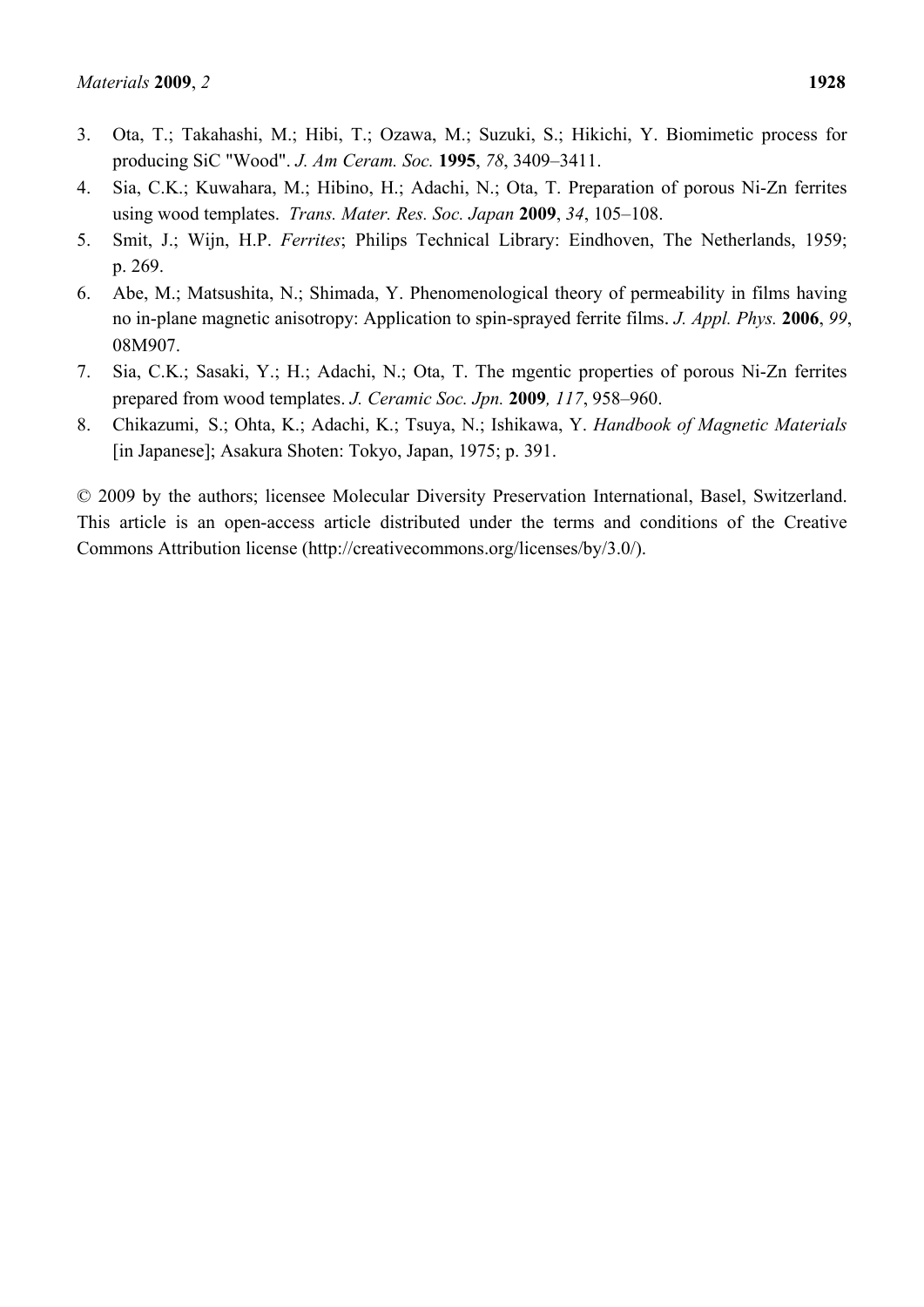3. Ota, T.; Takahashi, M.; Hibi, T.; Ozawa, M.; Suzuki, S.; Hikichi, Y. Biomimetic process for producing SiC "Wood". *J. Am Ceram. Soc.* **1995**, *78*, 3409–3411.
4. Sia, C.K.; Kuwahara, M.; Hibino, H.; Adachi, N.; Ota, T. Preparation of porous Ni-Zn ferrites using wood templates. *Trans. Mater. Res. Soc. Japan* **2009**, *34*, 105–108.
5. Smit, J.; Wijn, H.P. *Ferrites*; Philips Technical Library: Eindhoven, The Netherlands, 1959; p. 269.
6. Abe, M.; Matsushita, N.; Shimada, Y. Phenomenological theory of permeability in films having no in-plane magnetic anisotropy: Application to spin-sprayed ferrite films. *J. Appl. Phys.* **2006**, *99*, 08M907.
7. Sia, C.K.; Sasaki, Y.; H.; Adachi, N.; Ota, T. The mgentic properties of porous Ni-Zn ferrites prepared from wood templates. *J. Ceramic Soc. Jpn.* **2009**, *117*, 958–960.
8. Chikazumi, S.; Ohta, K.; Adachi, K.; Tsuya, N.; Ishikawa, Y. *Handbook of Magnetic Materials* [in Japanese]; Asakura Shoten: Tokyo, Japan, 1975; p. 391.

© 2009 by the authors; licensee Molecular Diversity Preservation International, Basel, Switzerland. This article is an open-access article distributed under the terms and conditions of the Creative Commons Attribution license (http://creativecommons.org/licenses/by/3.0/).